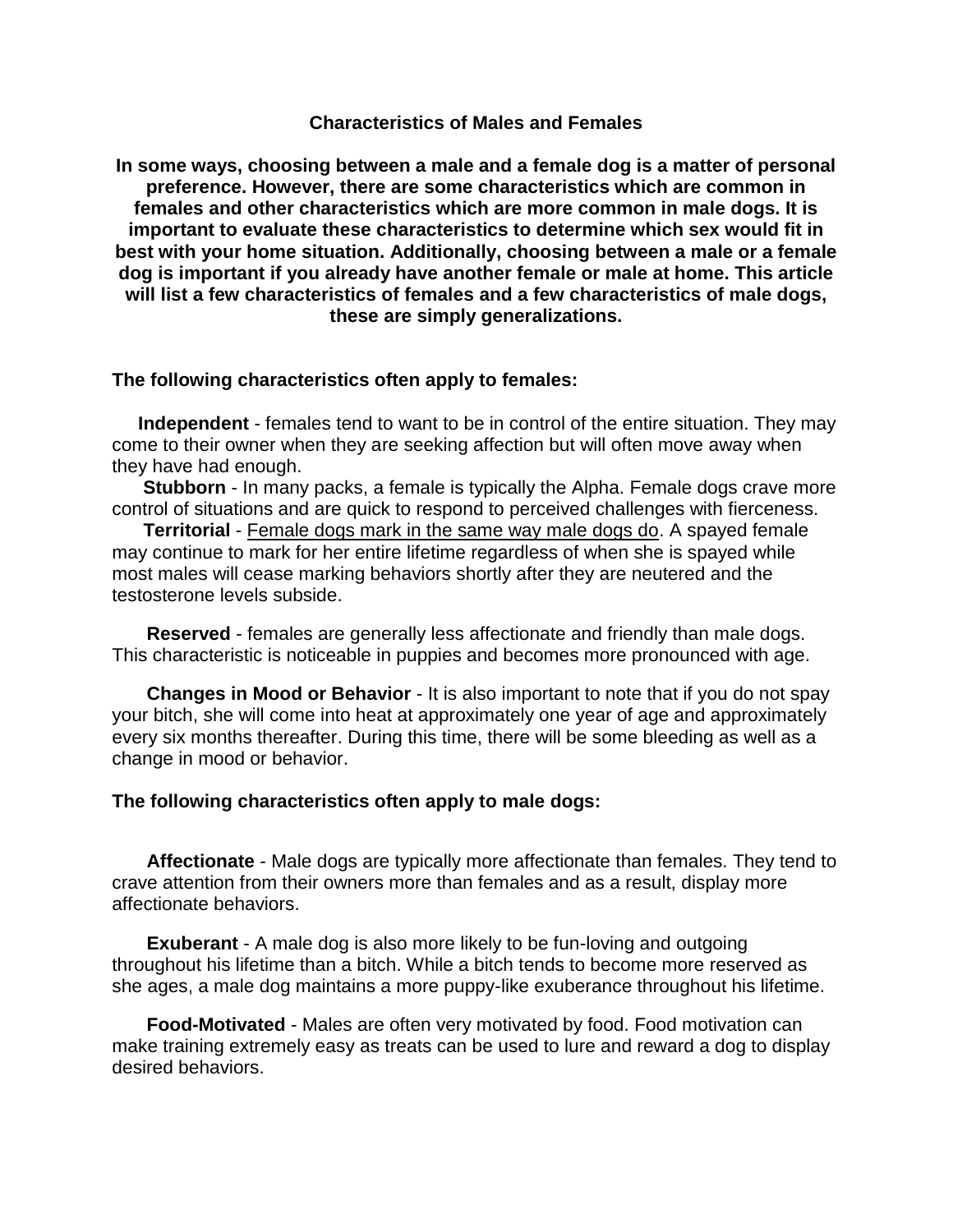# Characteristics of Males and Females

**In some ways, choosing between a male and a female dog is a matter of personal preference. However, there are some characteristics which are common in females and other characteristics which are more common in male dogs. It is important to evaluate these characteristics to determine which sex would fit in best with your home situation. Additionally, choosing between a male or a female dog is important if you already have another female or male at home. This article will list a few characteristics of females and a few characteristics of male dogs, these are simply generalizations.**

**The following characteristics often apply to females:**

**Independent** - females tend to want to be in control of the entire situation. They may come to their owner when they are seeking affection but will often move away when they have had enough.

**Stubborn** - In many packs, a female is typically the Alpha. Female dogs crave more control of situations and are quick to respond to perceived challenges with fierceness.

**Territorial** - <u>Female dogs mark in the same way male dogs do</u>. A spayed female may continue to mark for her entire lifetime regardless of when she is spayed while most males will cease marking behaviors shortly after they are neutered and the testosterone levels subside.

**Reserved** - females are generally less affectionate and friendly than male dogs. This characteristic is noticeable in puppies and becomes more pronounced with age.

**Changes in Mood or Behavior** - It is also important to note that if you do not spay your bitch, she will come into heat at approximately one year of age and approximately every six months thereafter. During this time, there will be some bleeding as well as a change in mood or behavior.

**The following characteristics often apply to male dogs:**

**Affectionate** - Male dogs are typically more affectionate than females. They tend to crave attention from their owners more than females and as a result, display more affectionate behaviors.

**Exuberant** - A male dog is also more likely to be fun-loving and outgoing throughout his lifetime than a bitch. While a bitch tends to become more reserved as she ages, a male dog maintains a more puppy-like exuberance throughout his lifetime.

**Food-Motivated** - Males are often very motivated by food. Food motivation can make training extremely easy as treats can be used to lure and reward a dog to display desired behaviors.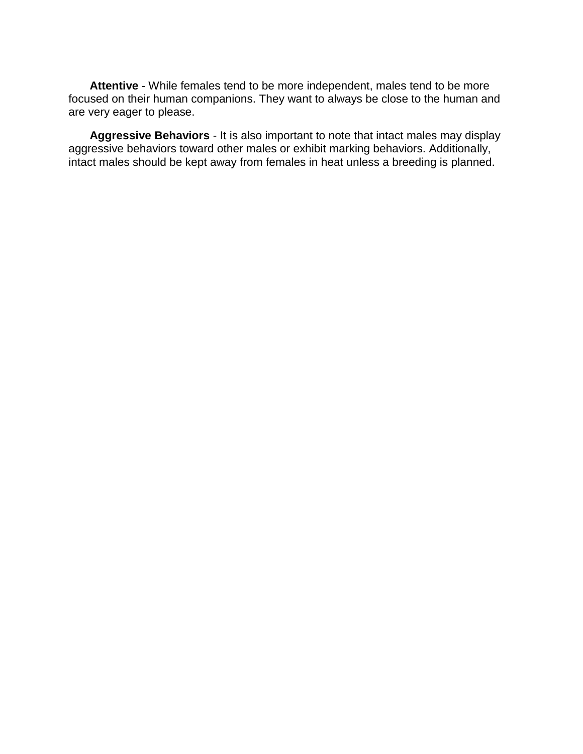**Attentive** - While females tend to be more independent, males tend to be more focused on their human companions. They want to always be close to the human and are very eager to please.

**Aggressive Behaviors** - It is also important to note that intact males may display aggressive behaviors toward other males or exhibit marking behaviors. Additionally, intact males should be kept away from females in heat unless a breeding is planned.